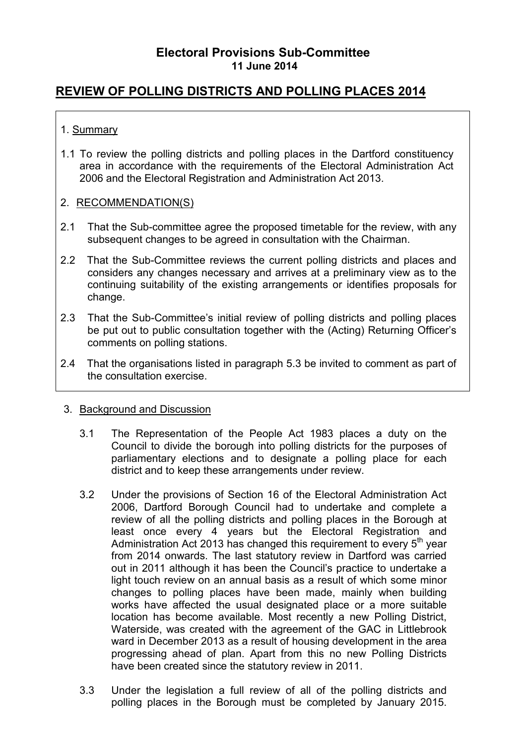**Electoral Provisions Sub-Committee**
**11 June 2014**

## REVIEW OF POLLING DISTRICTS AND POLLING PLACES 2014

1. Summary

1.1 To review the polling districts and polling places in the Dartford constituency area in accordance with the requirements of the Electoral Administration Act 2006 and the Electoral Registration and Administration Act 2013.

2. RECOMMENDATION(S)

2.1 That the Sub-committee agree the proposed timetable for the review, with any subsequent changes to be agreed in consultation with the Chairman.

2.2 That the Sub-Committee reviews the current polling districts and places and considers any changes necessary and arrives at a preliminary view as to the continuing suitability of the existing arrangements or identifies proposals for change.

2.3 That the Sub-Committee's initial review of polling districts and polling places be put out to public consultation together with the (Acting) Returning Officer's comments on polling stations.

2.4 That the organisations listed in paragraph 5.3 be invited to comment as part of the consultation exercise.

3. Background and Discussion

3.1 The Representation of the People Act 1983 places a duty on the Council to divide the borough into polling districts for the purposes of parliamentary elections and to designate a polling place for each district and to keep these arrangements under review.

3.2 Under the provisions of Section 16 of the Electoral Administration Act 2006, Dartford Borough Council had to undertake and complete a review of all the polling districts and polling places in the Borough at least once every 4 years but the Electoral Registration and Administration Act 2013 has changed this requirement to every 5th year from 2014 onwards. The last statutory review in Dartford was carried out in 2011 although it has been the Council's practice to undertake a light touch review on an annual basis as a result of which some minor changes to polling places have been made, mainly when building works have affected the usual designated place or a more suitable location has become available. Most recently a new Polling District, Waterside, was created with the agreement of the GAC in Littlebrook ward in December 2013 as a result of housing development in the area progressing ahead of plan. Apart from this no new Polling Districts have been created since the statutory review in 2011.

3.3 Under the legislation a full review of all of the polling districts and polling places in the Borough must be completed by January 2015.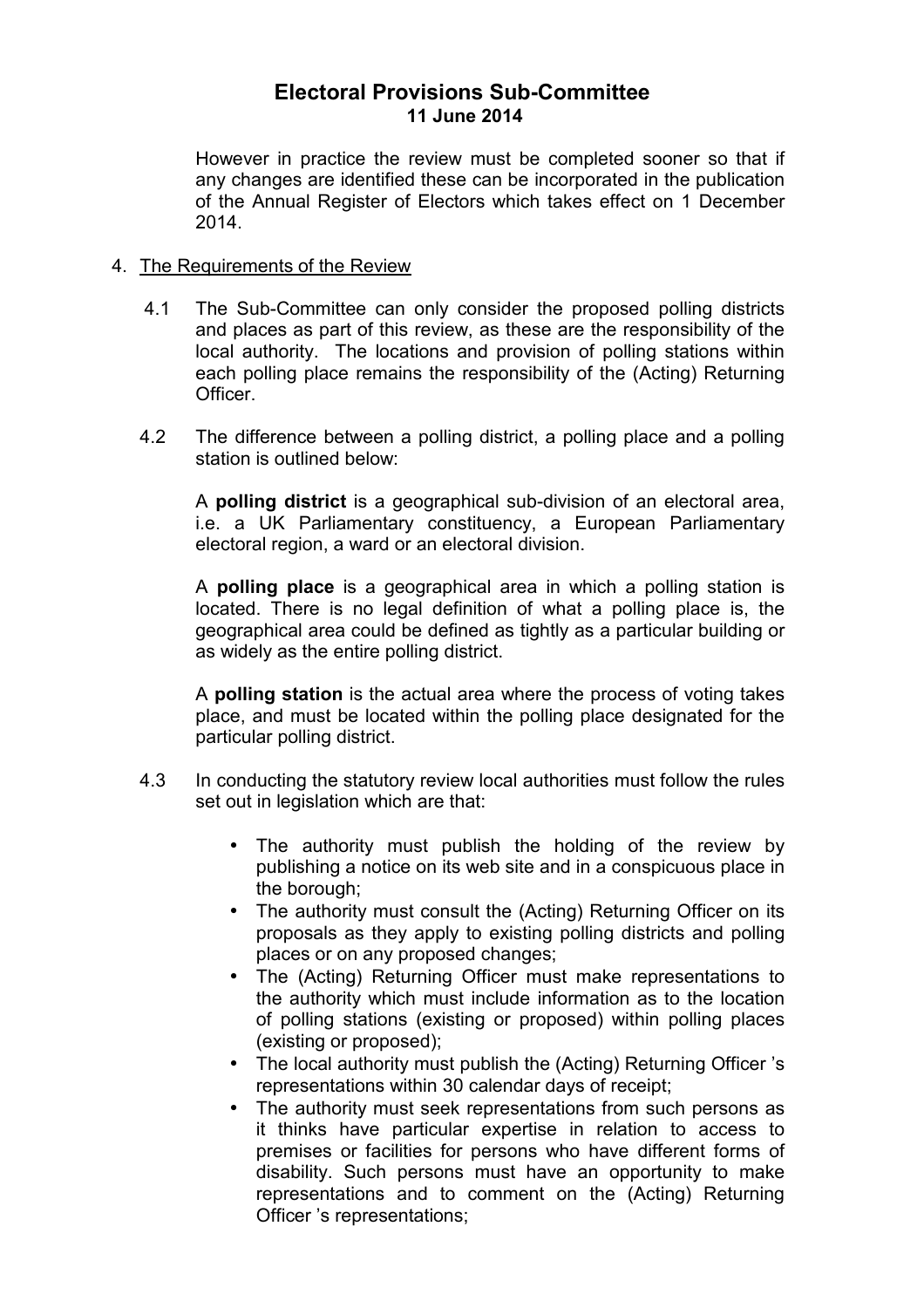However in practice the review must be completed sooner so that if any changes are identified these can be incorporated in the publication of the Annual Register of Electors which takes effect on 1 December 2014.

4. The Requirements of the Review

4.1 The Sub-Committee can only consider the proposed polling districts and places as part of this review, as these are the responsibility of the local authority. The locations and provision of polling stations within each polling place remains the responsibility of the (Acting) Returning Officer.

4.2 The difference between a polling district, a polling place and a polling station is outlined below:

A **polling district** is a geographical sub-division of an electoral area, i.e. a UK Parliamentary constituency, a European Parliamentary electoral region, a ward or an electoral division.

A **polling place** is a geographical area in which a polling station is located. There is no legal definition of what a polling place is, the geographical area could be defined as tightly as a particular building or as widely as the entire polling district.

A **polling station** is the actual area where the process of voting takes place, and must be located within the polling place designated for the particular polling district.

4.3 In conducting the statutory review local authorities must follow the rules set out in legislation which are that:

- The authority must publish the holding of the review by publishing a notice on its web site and in a conspicuous place in the borough;
- The authority must consult the (Acting) Returning Officer on its proposals as they apply to existing polling districts and polling places or on any proposed changes;
- The (Acting) Returning Officer must make representations to the authority which must include information as to the location of polling stations (existing or proposed) within polling places (existing or proposed);
- The local authority must publish the (Acting) Returning Officer 's representations within 30 calendar days of receipt;
- The authority must seek representations from such persons as it thinks have particular expertise in relation to access to premises or facilities for persons who have different forms of disability. Such persons must have an opportunity to make representations and to comment on the (Acting) Returning Officer 's representations;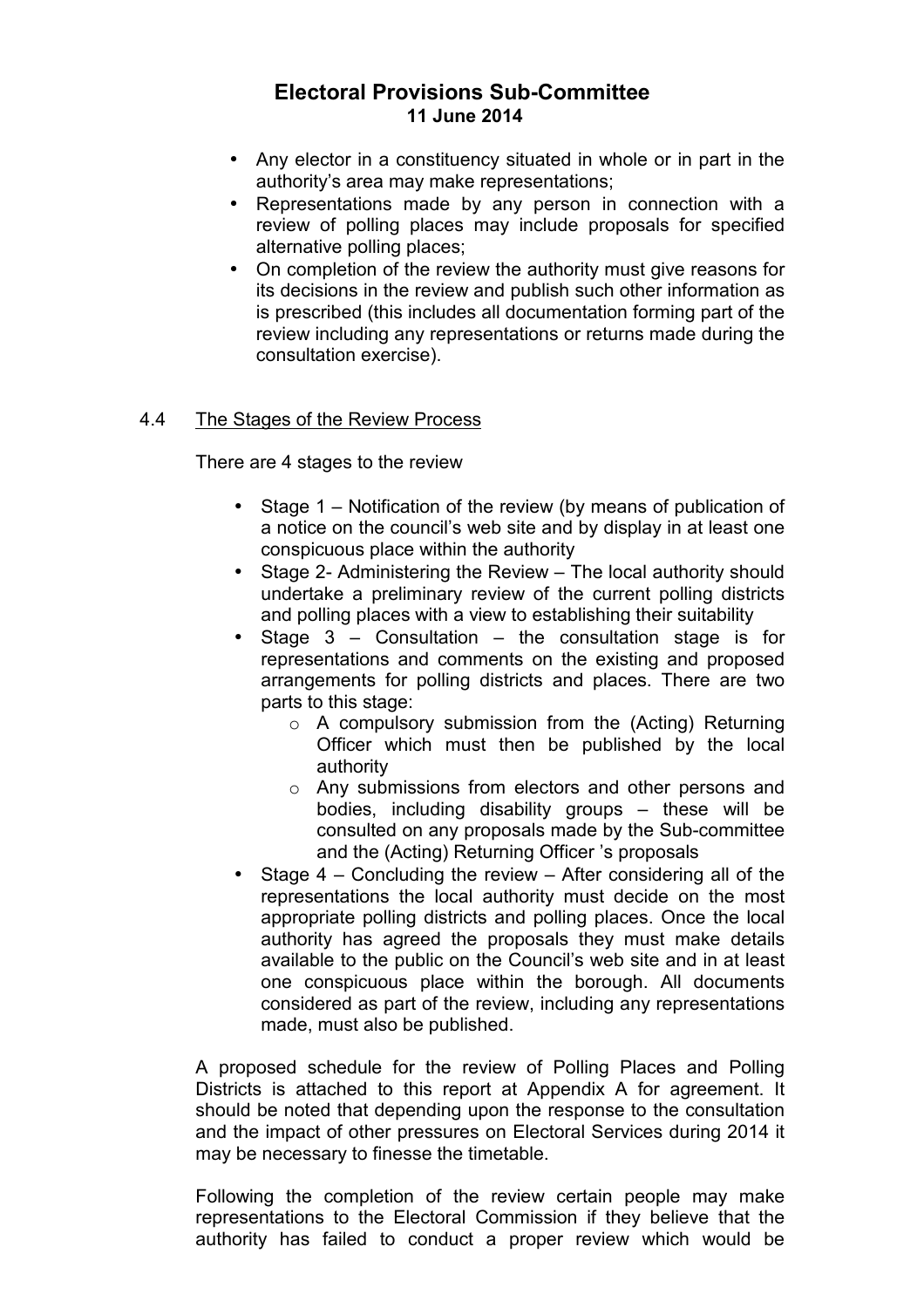- Any elector in a constituency situated in whole or in part in the authority's area may make representations;
- Representations made by any person in connection with a review of polling places may include proposals for specified alternative polling places;
- On completion of the review the authority must give reasons for its decisions in the review and publish such other information as is prescribed (this includes all documentation forming part of the review including any representations or returns made during the consultation exercise).

4.4 The Stages of the Review Process

There are 4 stages to the review

- Stage 1 – Notification of the review (by means of publication of a notice on the council's web site and by display in at least one conspicuous place within the authority
- Stage 2- Administering the Review – The local authority should undertake a preliminary review of the current polling districts and polling places with a view to establishing their suitability
- Stage 3 – Consultation – the consultation stage is for representations and comments on the existing and proposed arrangements for polling districts and places. There are two parts to this stage:
  - A compulsory submission from the (Acting) Returning Officer which must then be published by the local authority
  - Any submissions from electors and other persons and bodies, including disability groups – these will be consulted on any proposals made by the Sub-committee and the (Acting) Returning Officer 's proposals
- Stage 4 – Concluding the review – After considering all of the representations the local authority must decide on the most appropriate polling districts and polling places. Once the local authority has agreed the proposals they must make details available to the public on the Council's web site and in at least one conspicuous place within the borough. All documents considered as part of the review, including any representations made, must also be published.

A proposed schedule for the review of Polling Places and Polling Districts is attached to this report at Appendix A for agreement. It should be noted that depending upon the response to the consultation and the impact of other pressures on Electoral Services during 2014 it may be necessary to finesse the timetable.

Following the completion of the review certain people may make representations to the Electoral Commission if they believe that the authority has failed to conduct a proper review which would be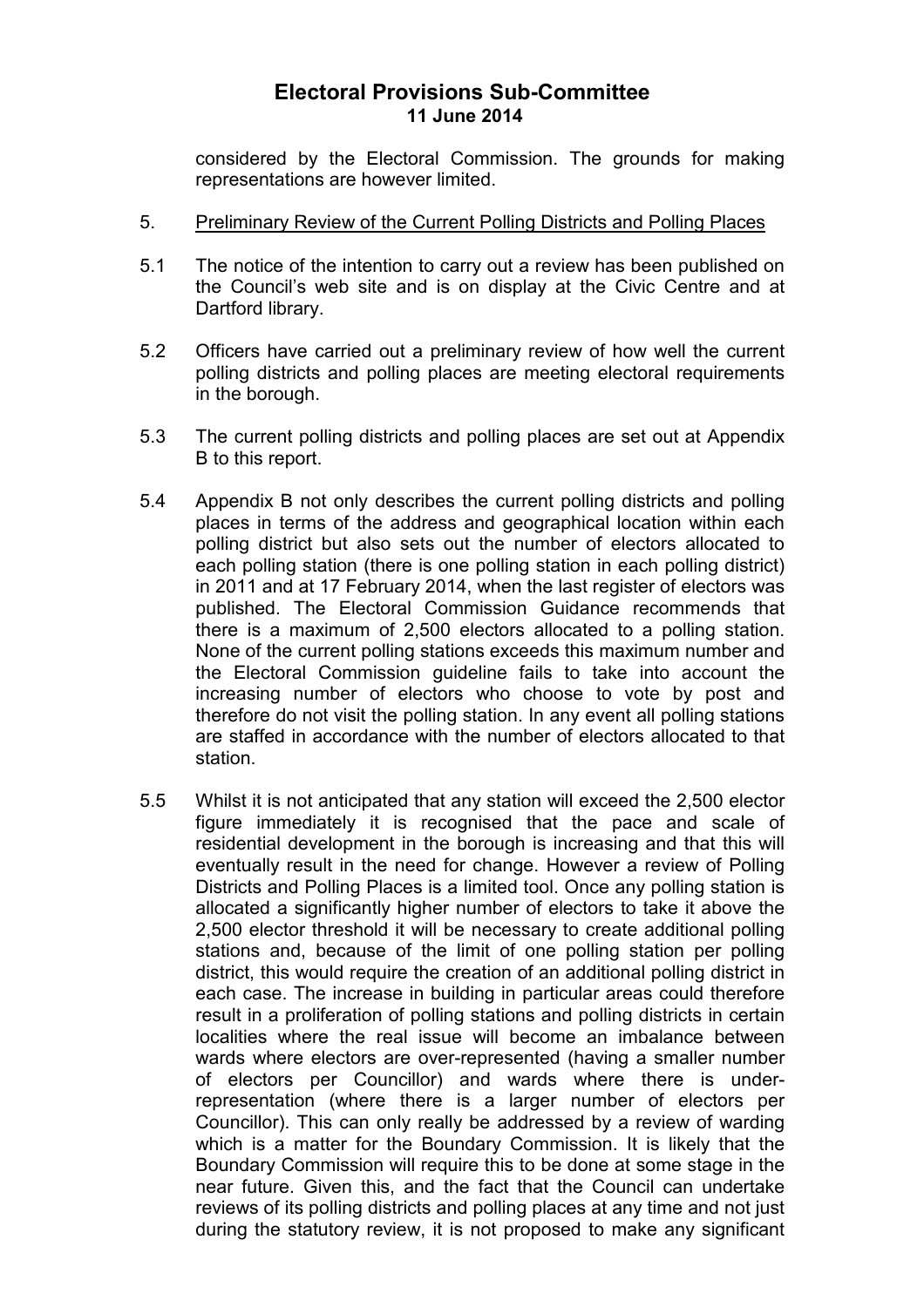considered by the Electoral Commission. The grounds for making representations are however limited.

5. Preliminary Review of the Current Polling Districts and Polling Places

5.1 The notice of the intention to carry out a review has been published on the Council's web site and is on display at the Civic Centre and at Dartford library.

5.2 Officers have carried out a preliminary review of how well the current polling districts and polling places are meeting electoral requirements in the borough.

5.3 The current polling districts and polling places are set out at Appendix B to this report.

5.4 Appendix B not only describes the current polling districts and polling places in terms of the address and geographical location within each polling district but also sets out the number of electors allocated to each polling station (there is one polling station in each polling district) in 2011 and at 17 February 2014, when the last register of electors was published. The Electoral Commission Guidance recommends that there is a maximum of 2,500 electors allocated to a polling station. None of the current polling stations exceeds this maximum number and the Electoral Commission guideline fails to take into account the increasing number of electors who choose to vote by post and therefore do not visit the polling station. In any event all polling stations are staffed in accordance with the number of electors allocated to that station.

5.5 Whilst it is not anticipated that any station will exceed the 2,500 elector figure immediately it is recognised that the pace and scale of residential development in the borough is increasing and that this will eventually result in the need for change. However a review of Polling Districts and Polling Places is a limited tool. Once any polling station is allocated a significantly higher number of electors to take it above the 2,500 elector threshold it will be necessary to create additional polling stations and, because of the limit of one polling station per polling district, this would require the creation of an additional polling district in each case. The increase in building in particular areas could therefore result in a proliferation of polling stations and polling districts in certain localities where the real issue will become an imbalance between wards where electors are over-represented (having a smaller number of electors per Councillor) and wards where there is under-representation (where there is a larger number of electors per Councillor). This can only really be addressed by a review of warding which is a matter for the Boundary Commission. It is likely that the Boundary Commission will require this to be done at some stage in the near future. Given this, and the fact that the Council can undertake reviews of its polling districts and polling places at any time and not just during the statutory review, it is not proposed to make any significant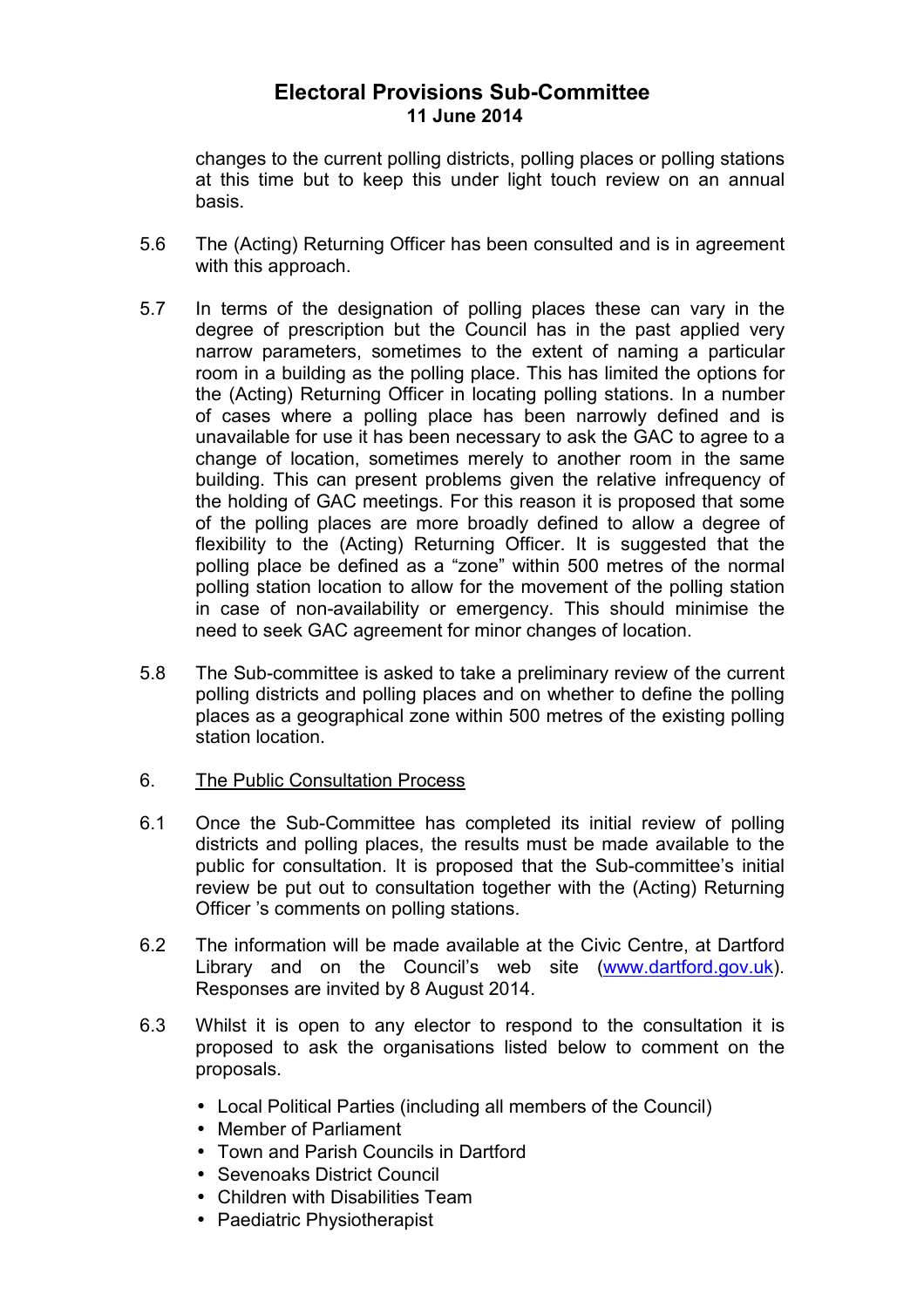changes to the current polling districts, polling places or polling stations at this time but to keep this under light touch review on an annual basis.

5.6 The (Acting) Returning Officer has been consulted and is in agreement with this approach.

5.7 In terms of the designation of polling places these can vary in the degree of prescription but the Council has in the past applied very narrow parameters, sometimes to the extent of naming a particular room in a building as the polling place. This has limited the options for the (Acting) Returning Officer in locating polling stations. In a number of cases where a polling place has been narrowly defined and is unavailable for use it has been necessary to ask the GAC to agree to a change of location, sometimes merely to another room in the same building. This can present problems given the relative infrequency of the holding of GAC meetings. For this reason it is proposed that some of the polling places are more broadly defined to allow a degree of flexibility to the (Acting) Returning Officer. It is suggested that the polling place be defined as a "zone" within 500 metres of the normal polling station location to allow for the movement of the polling station in case of non-availability or emergency. This should minimise the need to seek GAC agreement for minor changes of location.

5.8 The Sub-committee is asked to take a preliminary review of the current polling districts and polling places and on whether to define the polling places as a geographical zone within 500 metres of the existing polling station location.

6. The Public Consultation Process

6.1 Once the Sub-Committee has completed its initial review of polling districts and polling places, the results must be made available to the public for consultation. It is proposed that the Sub-committee's initial review be put out to consultation together with the (Acting) Returning Officer 's comments on polling stations.

6.2 The information will be made available at the Civic Centre, at Dartford Library and on the Council's web site (www.dartford.gov.uk). Responses are invited by 8 August 2014.

6.3 Whilst it is open to any elector to respond to the consultation it is proposed to ask the organisations listed below to comment on the proposals.

- Local Political Parties (including all members of the Council)
- Member of Parliament
- Town and Parish Councils in Dartford
- Sevenoaks District Council
- Children with Disabilities Team
- Paediatric Physiotherapist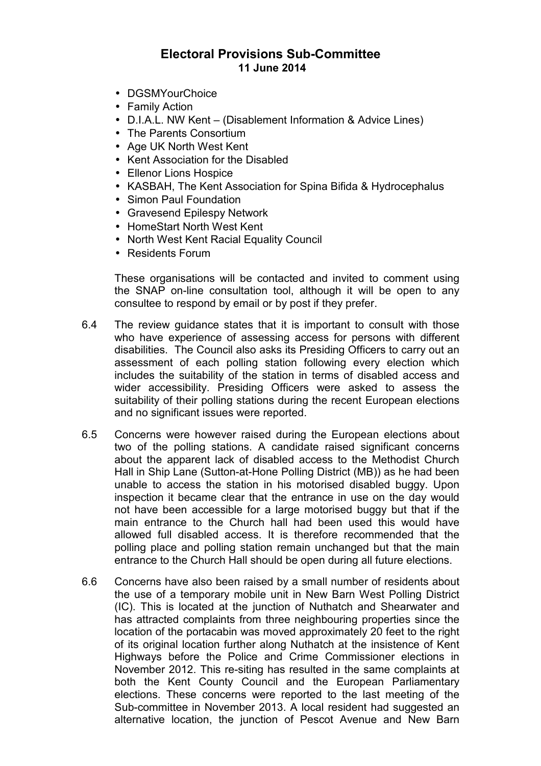- DGSMYourChoice
- Family Action
- D.I.A.L. NW Kent – (Disablement Information & Advice Lines)
- The Parents Consortium
- Age UK North West Kent
- Kent Association for the Disabled
- Ellenor Lions Hospice
- KASBAH, The Kent Association for Spina Bifida & Hydrocephalus
- Simon Paul Foundation
- Gravesend Epilespy Network
- HomeStart North West Kent
- North West Kent Racial Equality Council
- Residents Forum

These organisations will be contacted and invited to comment using the SNAP on-line consultation tool, although it will be open to any consultee to respond by email or by post if they prefer.

6.4 The review guidance states that it is important to consult with those who have experience of assessing access for persons with different disabilities. The Council also asks its Presiding Officers to carry out an assessment of each polling station following every election which includes the suitability of the station in terms of disabled access and wider accessibility. Presiding Officers were asked to assess the suitability of their polling stations during the recent European elections and no significant issues were reported.

6.5 Concerns were however raised during the European elections about two of the polling stations. A candidate raised significant concerns about the apparent lack of disabled access to the Methodist Church Hall in Ship Lane (Sutton-at-Hone Polling District (MB)) as he had been unable to access the station in his motorised disabled buggy. Upon inspection it became clear that the entrance in use on the day would not have been accessible for a large motorised buggy but that if the main entrance to the Church hall had been used this would have allowed full disabled access. It is therefore recommended that the polling place and polling station remain unchanged but that the main entrance to the Church Hall should be open during all future elections.

6.6 Concerns have also been raised by a small number of residents about the use of a temporary mobile unit in New Barn West Polling District (IC). This is located at the junction of Nuthatch and Shearwater and has attracted complaints from three neighbouring properties since the location of the portacabin was moved approximately 20 feet to the right of its original location further along Nuthatch at the insistence of Kent Highways before the Police and Crime Commissioner elections in November 2012. This re-siting has resulted in the same complaints at both the Kent County Council and the European Parliamentary elections. These concerns were reported to the last meeting of the Sub-committee in November 2013. A local resident had suggested an alternative location, the junction of Pescot Avenue and New Barn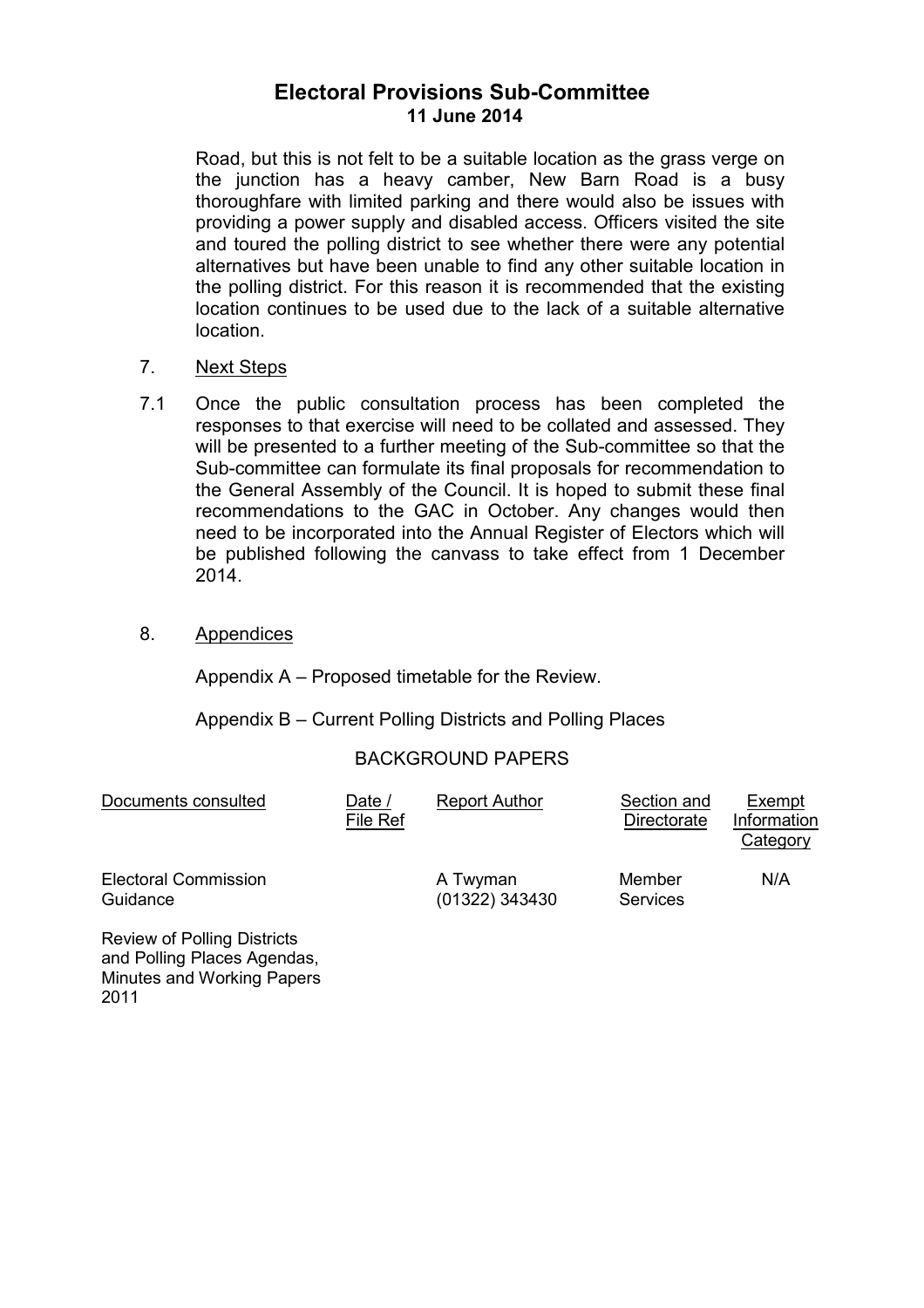Road, but this is not felt to be a suitable location as the grass verge on the junction has a heavy camber, New Barn Road is a busy thoroughfare with limited parking and there would also be issues with providing a power supply and disabled access. Officers visited the site and toured the polling district to see whether there were any potential alternatives but have been unable to find any other suitable location in the polling district. For this reason it is recommended that the existing location continues to be used due to the lack of a suitable alternative location.

7. Next Steps

7.1 Once the public consultation process has been completed the responses to that exercise will need to be collated and assessed. They will be presented to a further meeting of the Sub-committee so that the Sub-committee can formulate its final proposals for recommendation to the General Assembly of the Council. It is hoped to submit these final recommendations to the GAC in October. Any changes would then need to be incorporated into the Annual Register of Electors which will be published following the canvass to take effect from 1 December 2014.

8. Appendices

Appendix A – Proposed timetable for the Review.

Appendix B – Current Polling Districts and Polling Places

BACKGROUND PAPERS

| Documents consulted | Date / File Ref | Report Author | Section and Directorate | Exempt Information Category |
|---|---|---|---|---|
| Electoral Commission Guidance | | A Twyman (01322) 343430 | Member Services | N/A |
| Review of Polling Districts and Polling Places Agendas, Minutes and Working Papers 2011 | | | | |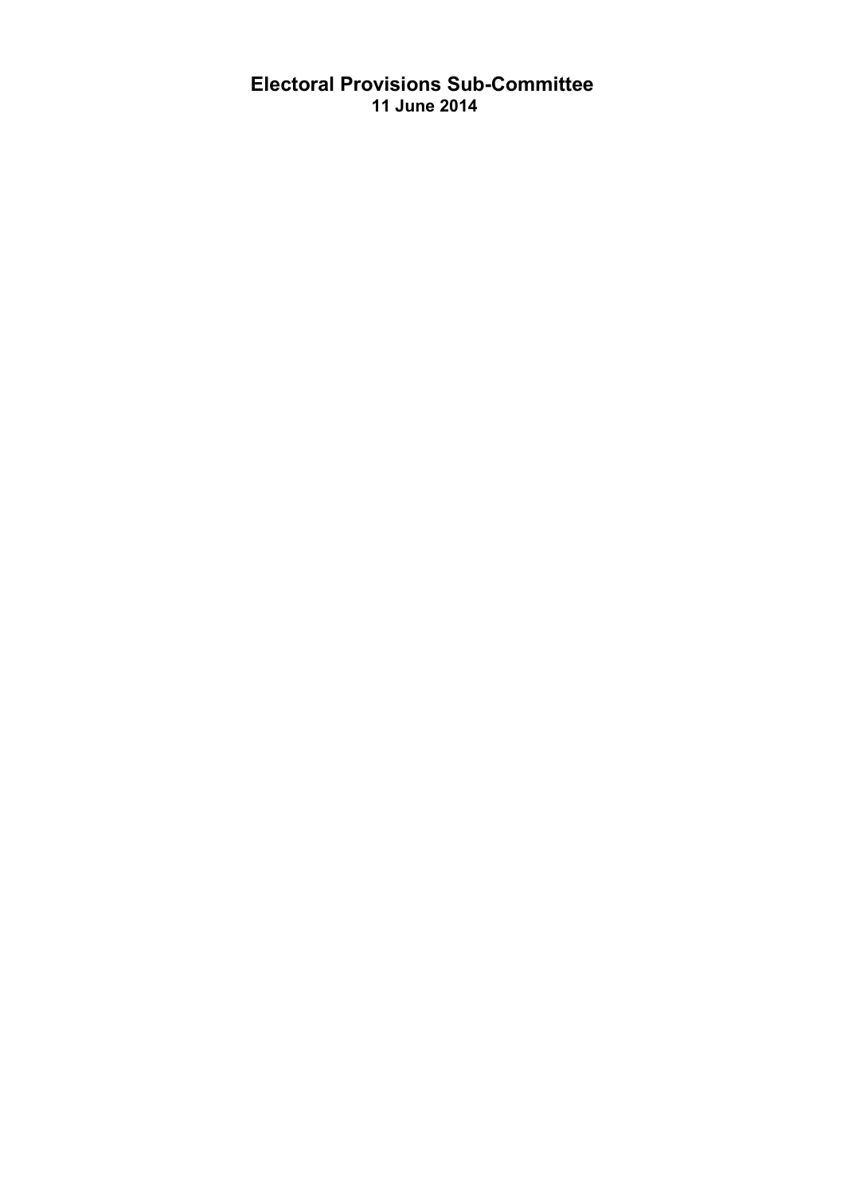**Electoral Provisions Sub-Committee**
**11 June 2014**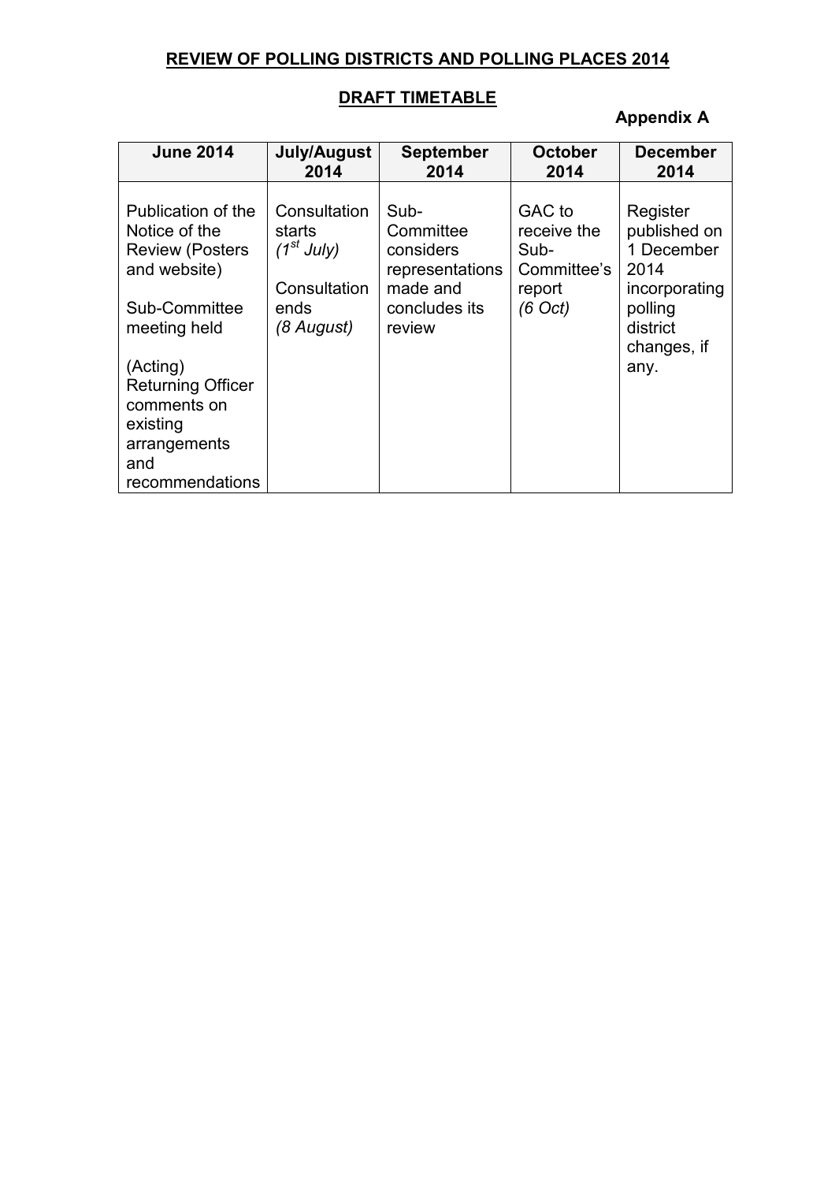# REVIEW OF POLLING DISTRICTS AND POLLING PLACES 2014

## DRAFT TIMETABLE

**Appendix A**

| June 2014 | July/August 2014 | September 2014 | October 2014 | December 2014 |
|---|---|---|---|---|
| Publication of the Notice of the Review (Posters and website)<br><br>Sub-Committee meeting held<br><br>(Acting) Returning Officer comments on existing arrangements and recommendations | Consultation starts *(1st July)*<br><br>Consultation ends *(8 August)* | Sub-Committee considers representations made and concludes its review | GAC to receive the Sub-Committee's report *(6 Oct)* | Register published on 1 December 2014 incorporating polling district changes, if any. |